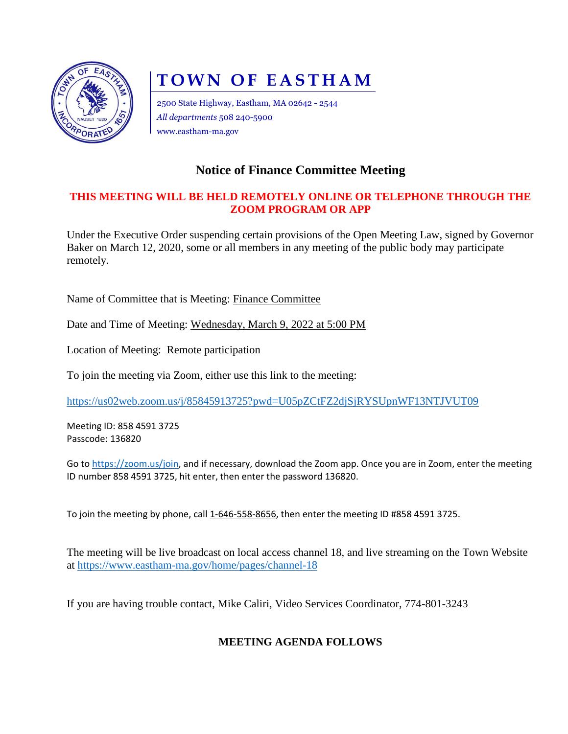# TOWN OF EASTHAM

2500 State Highway, Eastham, MA 02642 - 2544
*All departments* 508 240-5900
www.eastham-ma.gov

## Notice of Finance Committee Meeting

**THIS MEETING WILL BE HELD REMOTELY ONLINE OR TELEPHONE THROUGH THE ZOOM PROGRAM OR APP**

Under the Executive Order suspending certain provisions of the Open Meeting Law, signed by Governor Baker on March 12, 2020, some or all members in any meeting of the public body may participate remotely.

Name of Committee that is Meeting: Finance Committee

Date and Time of Meeting: Wednesday, March 9, 2022 at 5:00 PM

Location of Meeting: Remote participation

To join the meeting via Zoom, either use this link to the meeting:

https://us02web.zoom.us/j/85845913725?pwd=U05pZCtFZ2djSjRYSUpnWF13NTJVUT09

Meeting ID: 858 4591 3725
Passcode: 136820

Go to https://zoom.us/join, and if necessary, download the Zoom app. Once you are in Zoom, enter the meeting ID number 858 4591 3725, hit enter, then enter the password 136820.

To join the meeting by phone, call 1-646-558-8656, then enter the meeting ID #858 4591 3725.

The meeting will be live broadcast on local access channel 18, and live streaming on the Town Website at https://www.eastham-ma.gov/home/pages/channel-18

If you are having trouble contact, Mike Caliri, Video Services Coordinator, 774-801-3243

**MEETING AGENDA FOLLOWS**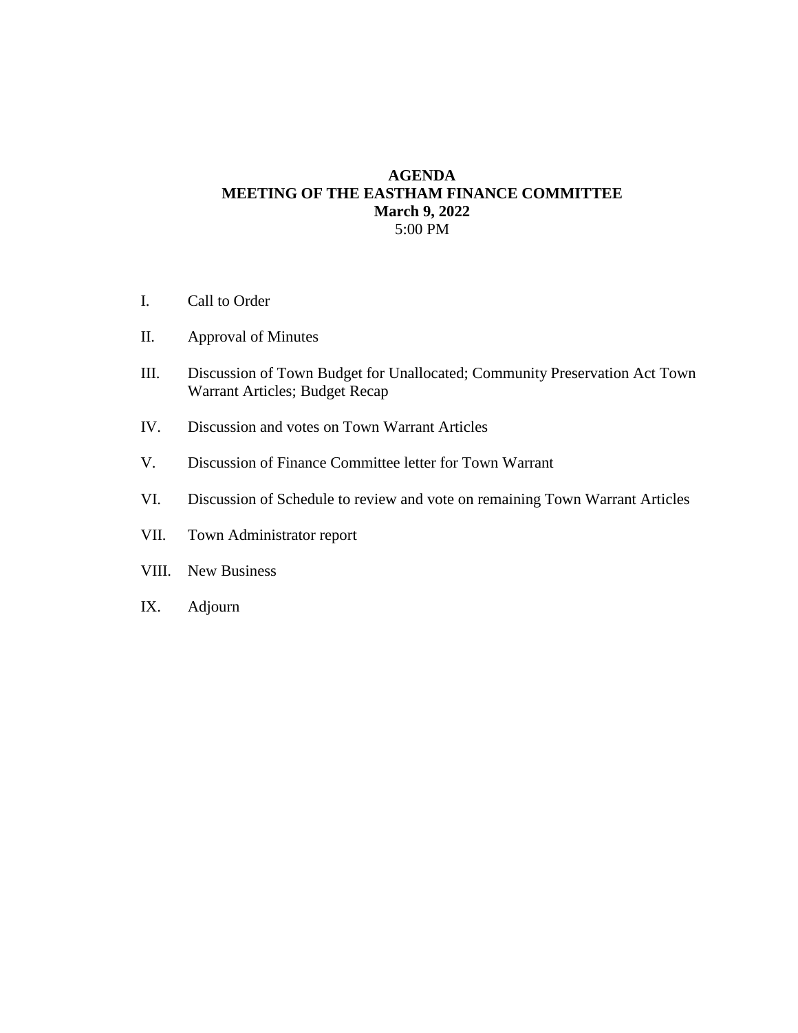**AGENDA**
**MEETING OF THE EASTHAM FINANCE COMMITTEE**
**March 9, 2022**
5:00 PM

I. Call to Order

II. Approval of Minutes

III. Discussion of Town Budget for Unallocated; Community Preservation Act Town Warrant Articles; Budget Recap

IV. Discussion and votes on Town Warrant Articles

V. Discussion of Finance Committee letter for Town Warrant

VI. Discussion of Schedule to review and vote on remaining Town Warrant Articles

VII. Town Administrator report

VIII. New Business

IX. Adjourn